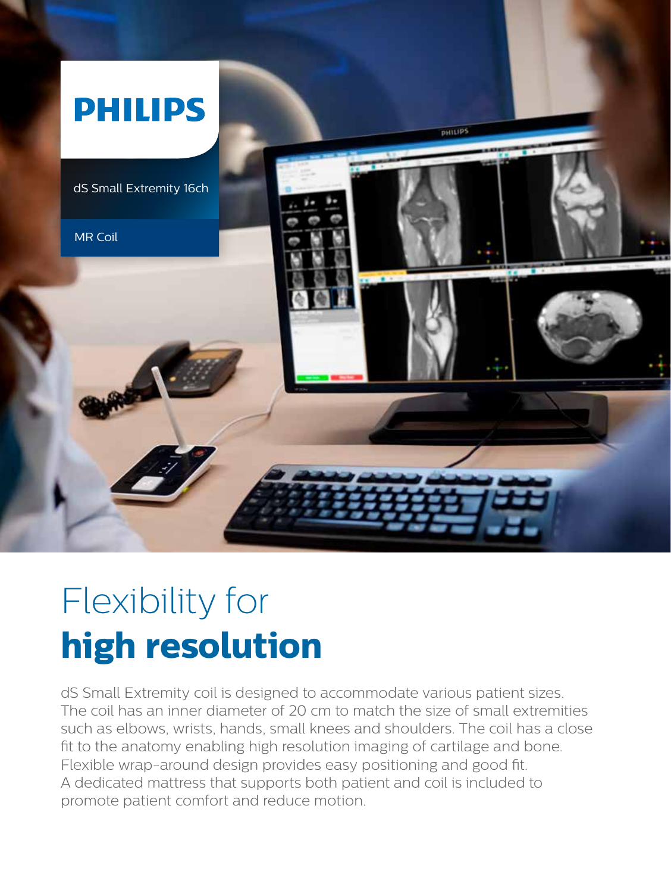PHILIPS

dS Small Extremity 16ch

MR Coil

# Flexibility for **high resolution**

dS Small Extremity coil is designed to accommodate various patient sizes. The coil has an inner diameter of 20 cm to match the size of small extremities such as elbows, wrists, hands, small knees and shoulders. The coil has a close fit to the anatomy enabling high resolution imaging of cartilage and bone. Flexible wrap-around design provides easy positioning and good fit. A dedicated mattress that supports both patient and coil is included to promote patient comfort and reduce motion.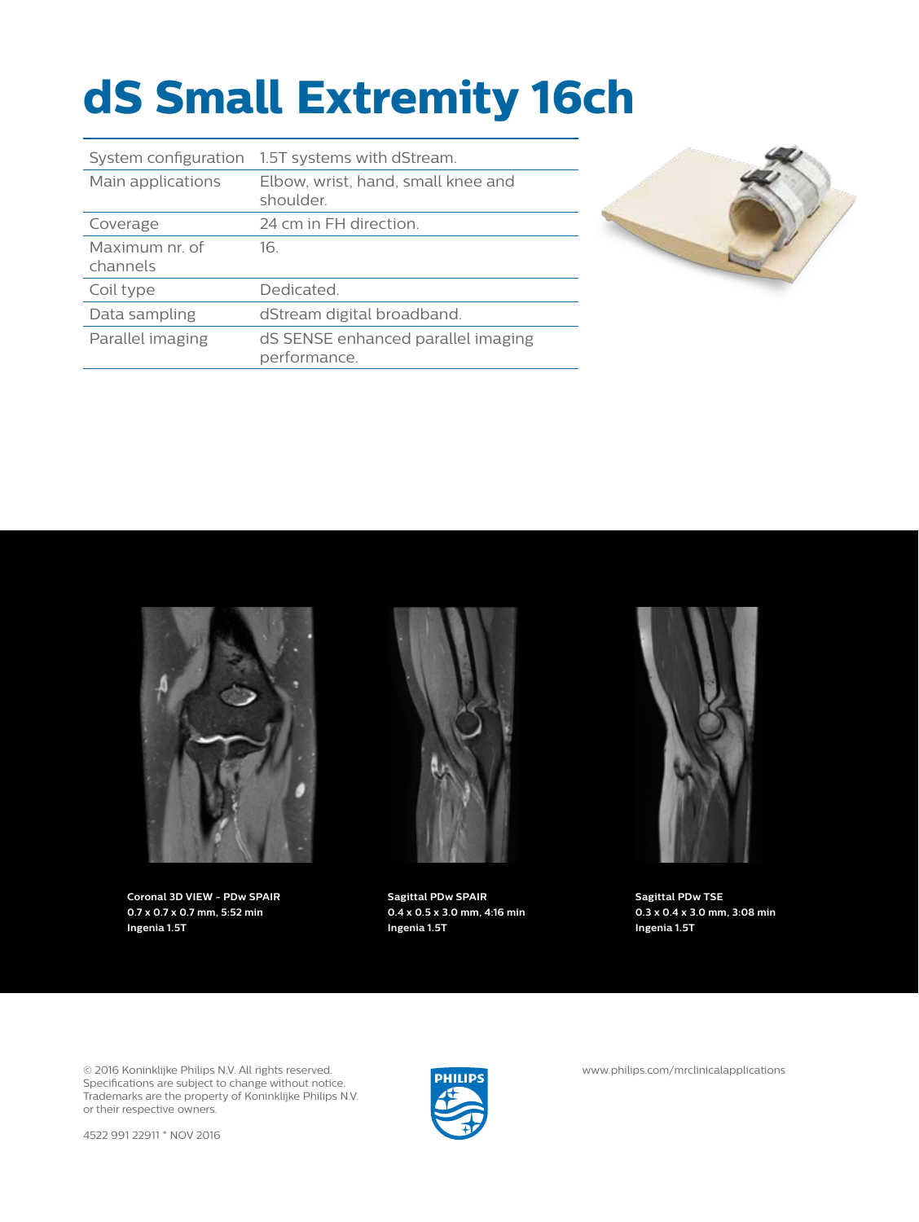# dS Small Extremity 16ch

| | |
|---|---|
| System configuration | 1.5T systems with dStream. |
| Main applications | Elbow, wrist, hand, small knee and shoulder. |
| Coverage | 24 cm in FH direction. |
| Maximum nr. of channels | 16. |
| Coil type | Dedicated. |
| Data sampling | dStream digital broadband. |
| Parallel imaging | dS SENSE enhanced parallel imaging performance. |

**Coronal 3D VIEW - PDw SPAIR**
**0.7 x 0.7 x 0.7 mm, 5:52 min**
**Ingenia 1.5T**

**Sagittal PDw SPAIR**
**0.4 x 0.5 x 3.0 mm, 4:16 min**
**Ingenia 1.5T**

**Sagittal PDw TSE**
**0.3 x 0.4 x 3.0 mm, 3:08 min**
**Ingenia 1.5T**

© 2016 Koninklijke Philips N.V. All rights reserved.
Specifications are subject to change without notice.
Trademarks are the property of Koninklijke Philips N.V. or their respective owners.

4522 991 22911 * NOV 2016

www.philips.com/mrclinicalapplications